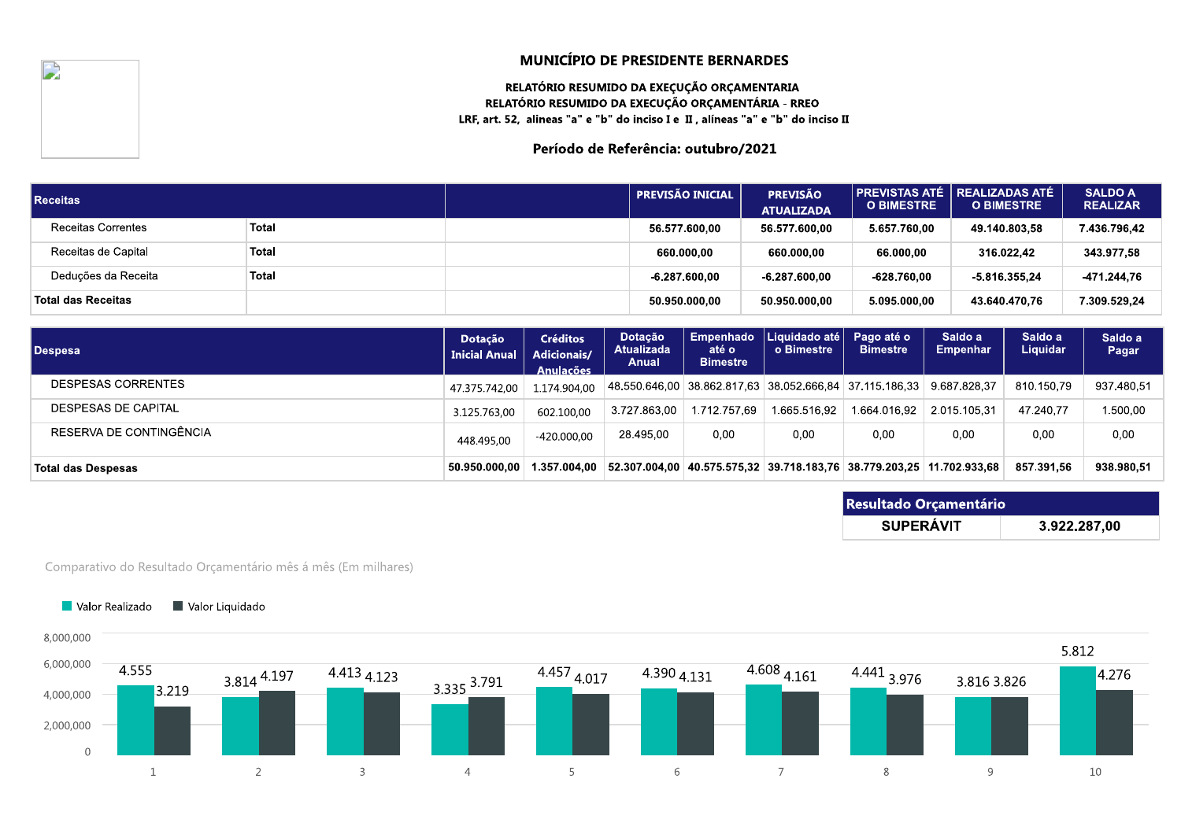# MUNICÍPIO DE PRESIDENTE BERNARDES

**RELATÓRIO RESUMIDO DA EXEÇÇÃO ORÇAMENTARIA**

**RELATÓRIO RESUMIDO DA EXECUÇÃO ORÇAMENTÁRIA - RREO**

**LRF, art. 52, alineas "a" e "b" do inciso I e II , alíneas "a" e "b" do inciso II**

**Período de Referência: outubro/2021**

| Receitas | | | PREVISÃO INICIAL | PREVISÃO ATUALIZADA | PREVISTAS ATÉ O BIMESTRE | REALIZADAS ATÉ O BIMESTRE | SALDO A REALIZAR |
|---|---|---|---|---|---|---|---|
| Receitas Correntes | Total | | 56.577.600,00 | 56.577.600,00 | 5.657.760,00 | 49.140.803,58 | 7.436.796,42 |
| Receitas de Capital | Total | | 660.000,00 | 660.000,00 | 66.000,00 | 316.022,42 | 343.977,58 |
| Deduções da Receita | Total | | -6.287.600,00 | -6.287.600,00 | -628.760,00 | -5.816.355,24 | -471.244,76 |
| **Total das Receitas** | | | **50.950.000,00** | **50.950.000,00** | **5.095.000,00** | **43.640.470,76** | **7.309.529,24** |

| Despesa | Dotação Inicial Anual | Créditos Adicionais/ Anulações | Dotação Atualizada Anual | Empenhado até o Bimestre | Liquidado até o Bimestre | Pago até o Bimestre | Saldo a Empenhar | Saldo a Liquidar | Saldo a Pagar |
|---|---|---|---|---|---|---|---|---|---|
| DESPESAS CORRENTES | 47.375.742,00 | 1.174.904,00 | 48.550.646,00 | 38.862.817,63 | 38.052.666,84 | 37.115.186,33 | 9.687.828,37 | 810.150,79 | 937.480,51 |
| DESPESAS DE CAPITAL | 3.125.763,00 | 602.100,00 | 3.727.863,00 | 1.712.757,69 | 1.665.516,92 | 1.664.016,92 | 2.015.105,31 | 47.240,77 | 1.500,00 |
| RESERVA DE CONTINGÊNCIA | 448.495,00 | -420.000,00 | 28.495,00 | 0,00 | 0,00 | 0,00 | 0,00 | 0,00 | 0,00 |
| **Total das Despesas** | **50.950.000,00** | **1.357.004,00** | **52.307.004,00** | **40.575.575,32** | **39.718.183,76** | **38.779.203,25** | **11.702.933,68** | **857.391,56** | **938.980,51** |

| Resultado Orçamentário | |
|---|---|
| **SUPERÁVIT** | **3.922.287,00** |

Comparativo do Resultado Orçamentário mês á mês (Em milhares)

| Mês | Valor Realizado | Valor Liquidado |
|---|---|---|
| 1 | 4.555 | 3.219 |
| 2 | 3.814 | 4.197 |
| 3 | 4.413 | 4.123 |
| 4 | 3.335 | 3.791 |
| 5 | 4.457 | 4.017 |
| 6 | 4.390 | 4.131 |
| 7 | 4.608 | 4.161 |
| 8 | 4.441 | 3.976 |
| 9 | 3.816 | 3.826 |
| 10 | 5.812 | 4.276 |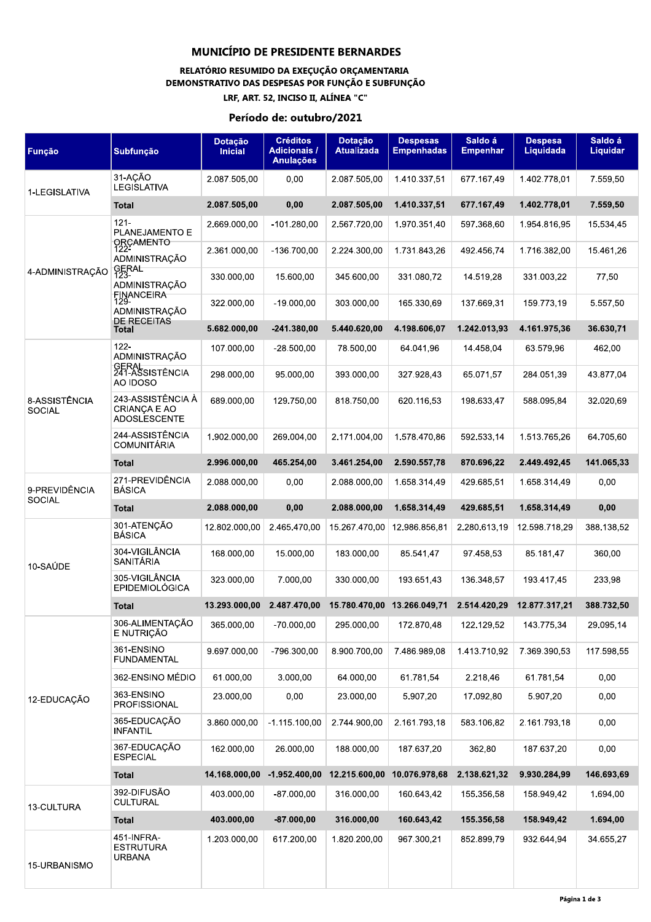# MUNICÍPIO DE PRESIDENTE BERNARDES

## RELATÓRIO RESUMIDO DA EXEÇUÇÃO ORÇAMENTARIA
## DEMONSTRATIVO DAS DESPESAS POR FUNÇÃO E SUBFUNÇÃO
### LRF, ART. 52, INCISO II, ALÍNEA "C"

### Período de: outubro/2021

| Função | Subfunção | Dotação Inicial | Créditos Adicionais / Anulações | Dotação Atualizada | Despesas Empenhadas | Saldo á Empenhar | Despesa Liquidada | Saldo á Liquidar |
|---|---|---|---|---|---|---|---|---|
| 1-LEGISLATIVA | 31-AÇÃO LEGISLATIVA | 2.087.505,00 | 0,00 | 2.087.505,00 | 1.410.337,51 | 677.167,49 | 1.402.778,01 | 7.559,50 |
| | **Total** | **2.087.505,00** | **0,00** | **2.087.505,00** | **1.410.337,51** | **677.167,49** | **1.402.778,01** | **7.559,50** |
| 4-ADMINISTRAÇÃO | 121-PLANEJAMENTO E ORÇAMENTO | 2.669.000,00 | -101.280,00 | 2.567.720,00 | 1.970.351,40 | 597.368,60 | 1.954.816,95 | 15.534,45 |
| | 122-ADMINISTRAÇÃO GERAL | 2.361.000,00 | -136.700,00 | 2.224.300,00 | 1.731.843,26 | 492.456,74 | 1.716.382,00 | 15.461,26 |
| | 123-ADMINISTRAÇÃO FINANCEIRA | 330.000,00 | 15.600,00 | 345.600,00 | 331.080,72 | 14.519,28 | 331.003,22 | 77,50 |
| | 129-ADMINISTRAÇÃO DE RECEITAS | 322.000,00 | -19.000,00 | 303.000,00 | 165.330,69 | 137.669,31 | 159.773,19 | 5.557,50 |
| | **Total** | **5.682.000,00** | **-241.380,00** | **5.440.620,00** | **4.198.606,07** | **1.242.013,93** | **4.161.975,36** | **36.630,71** |
| 8-ASSISTÊNCIA SOCIAL | 122-ADMINISTRAÇÃO GERAL | 107.000,00 | -28.500,00 | 78.500,00 | 64.041,96 | 14.458,04 | 63.579,96 | 462,00 |
| | 241-ASSISTÊNCIA AO IDOSO | 298.000,00 | 95.000,00 | 393.000,00 | 327.928,43 | 65.071,57 | 284.051,39 | 43.877,04 |
| | 243-ASSISTÊNCIA À CRIANÇA E AO ADOSLESCENTE | 689.000,00 | 129.750,00 | 818.750,00 | 620.116,53 | 198.633,47 | 588.095,84 | 32.020,69 |
| | 244-ASSISTÊNCIA COMUNITÁRIA | 1.902.000,00 | 269.004,00 | 2.171.004,00 | 1.578.470,86 | 592.533,14 | 1.513.765,26 | 64.705,60 |
| | **Total** | **2.996.000,00** | **465.254,00** | **3.461.254,00** | **2.590.557,78** | **870.696,22** | **2.449.492,45** | **141.065,33** |
| 9-PREVIDÊNCIA SOCIAL | 271-PREVIDÊNCIA BÁSICA | 2.088.000,00 | 0,00 | 2.088.000,00 | 1.658.314,49 | 429.685,51 | 1.658.314,49 | 0,00 |
| | **Total** | **2.088.000,00** | **0,00** | **2.088.000,00** | **1.658.314,49** | **429.685,51** | **1.658.314,49** | **0,00** |
| 10-SAÚDE | 301-ATENÇÃO BÁSICA | 12.802.000,00 | 2.465.470,00 | 15.267.470,00 | 12.986.856,81 | 2.280.613,19 | 12.598.718,29 | 388.138,52 |
| | 304-VIGILÂNCIA SANITÁRIA | 168.000,00 | 15.000,00 | 183.000,00 | 85.541,47 | 97.458,53 | 85.181,47 | 360,00 |
| | 305-VIGILÂNCIA EPIDEMIOLÓGICA | 323.000,00 | 7.000,00 | 330.000,00 | 193.651,43 | 136.348,57 | 193.417,45 | 233,98 |
| | **Total** | **13.293.000,00** | **2.487.470,00** | **15.780.470,00** | **13.266.049,71** | **2.514.420,29** | **12.877.317,21** | **388.732,50** |
| 12-EDUCAÇÃO | 306-ALIMENTAÇÃO E NUTRIÇÃO | 365.000,00 | -70.000,00 | 295.000,00 | 172.870,48 | 122.129,52 | 143.775,34 | 29.095,14 |
| | 361-ENSINO FUNDAMENTAL | 9.697.000,00 | -796.300,00 | 8.900.700,00 | 7.486.989,08 | 1.413.710,92 | 7.369.390,53 | 117.598,55 |
| | 362-ENSINO MÉDIO | 61.000,00 | 3.000,00 | 64.000,00 | 61.781,54 | 2.218,46 | 61.781,54 | 0,00 |
| | 363-ENSINO PROFISSIONAL | 23.000,00 | 0,00 | 23.000,00 | 5.907,20 | 17.092,80 | 5.907,20 | 0,00 |
| | 365-EDUCAÇÃO INFANTIL | 3.860.000,00 | -1.115.100,00 | 2.744.900,00 | 2.161.793,18 | 583.106,82 | 2.161.793,18 | 0,00 |
| | 367-EDUCAÇÃO ESPECIAL | 162.000,00 | 26.000,00 | 188.000,00 | 187.637,20 | 362,80 | 187.637,20 | 0,00 |
| | **Total** | **14.168.000,00** | **-1.952.400,00** | **12.215.600,00** | **10.076.978,68** | **2.138.621,32** | **9.930.284,99** | **146.693,69** |
| 13-CULTURA | 392-DIFUSÃO CULTURAL | 403.000,00 | -87.000,00 | 316.000,00 | 160.643,42 | 155.356,58 | 158.949,42 | 1.694,00 |
| | **Total** | **403.000,00** | **-87.000,00** | **316.000,00** | **160.643,42** | **155.356,58** | **158.949,42** | **1.694,00** |
| 15-URBANISMO | 451-INFRA-ESTRUTURA URBANA | 1.203.000,00 | 617.200,00 | 1.820.200,00 | 967.300,21 | 852.899,79 | 932.644,94 | 34.655,27 |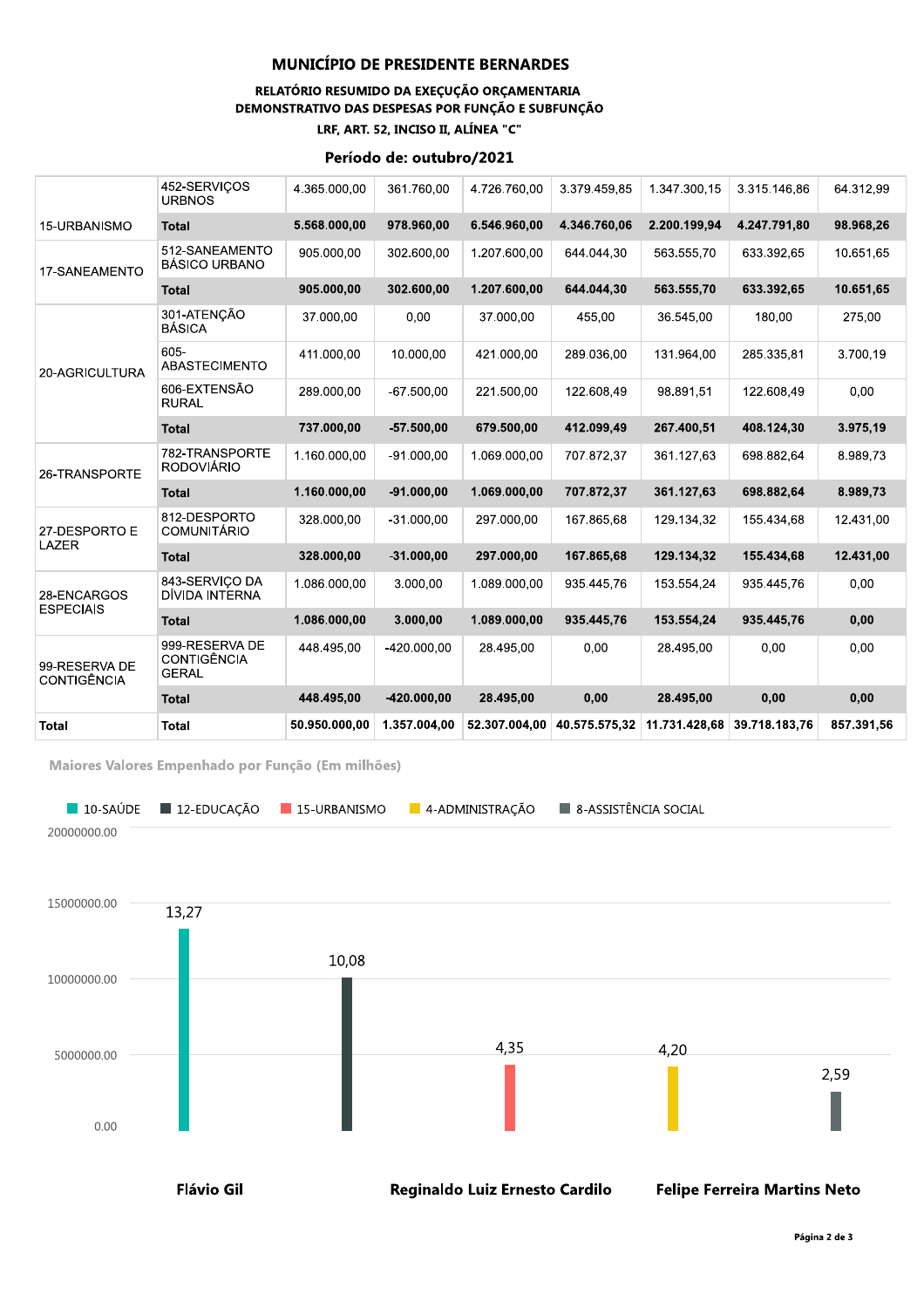# MUNICÍPIO DE PRESIDENTE BERNARDES

### RELATÓRIO RESUMIDO DA EXEÇUÇÃO ORÇAMENTARIA
### DEMONSTRATIVO DAS DESPESAS POR FUNÇÃO E SUBFUNÇÃO
### LRF, ART. 52, INCISO II, ALÍNEA "C"

## Período de: outubro/2021

| | | | | | | | | |
|---|---|---|---|---|---|---|---|---|
| 15-URBANISMO | 452-SERVIÇOS URBNOS | 4.365.000,00 | 361.760,00 | 4.726.760,00 | 3.379.459,85 | 1.347.300,15 | 3.315.146,86 | 64.312,99 |
| | **Total** | **5.568.000,00** | **978.960,00** | **6.546.960,00** | **4.346.760,06** | **2.200.199,94** | **4.247.791,80** | **98.968,26** |
| 17-SANEAMENTO | 512-SANEAMENTO BÁSICO URBANO | 905.000,00 | 302.600,00 | 1.207.600,00 | 644.044,30 | 563.555,70 | 633.392,65 | 10.651,65 |
| | **Total** | **905.000,00** | **302.600,00** | **1.207.600,00** | **644.044,30** | **563.555,70** | **633.392,65** | **10.651,65** |
| 20-AGRICULTURA | 301-ATENÇÃO BÁSICA | 37.000,00 | 0,00 | 37.000,00 | 455,00 | 36.545,00 | 180,00 | 275,00 |
| | 605-ABASTECIMENTO | 411.000,00 | 10.000,00 | 421.000,00 | 289.036,00 | 131.964,00 | 285.335,81 | 3.700,19 |
| | 606-EXTENSÃO RURAL | 289.000,00 | -67.500,00 | 221.500,00 | 122.608,49 | 98.891,51 | 122.608,49 | 0,00 |
| | **Total** | **737.000,00** | **-57.500,00** | **679.500,00** | **412.099,49** | **267.400,51** | **408.124,30** | **3.975,19** |
| 26-TRANSPORTE | 782-TRANSPORTE RODOVIÁRIO | 1.160.000,00 | -91.000,00 | 1.069.000,00 | 707.872,37 | 361.127,63 | 698.882,64 | 8.989,73 |
| | **Total** | **1.160.000,00** | **-91.000,00** | **1.069.000,00** | **707.872,37** | **361.127,63** | **698.882,64** | **8.989,73** |
| 27-DESPORTO E LAZER | 812-DESPORTO COMUNITÁRIO | 328.000,00 | -31.000,00 | 297.000,00 | 167.865,68 | 129.134,32 | 155.434,68 | 12.431,00 |
| | **Total** | **328.000,00** | **-31.000,00** | **297.000,00** | **167.865,68** | **129.134,32** | **155.434,68** | **12.431,00** |
| 28-ENCARGOS ESPECIAIS | 843-SERVIÇO DA DÍVIDA INTERNA | 1.086.000,00 | 3.000,00 | 1.089.000,00 | 935.445,76 | 153.554,24 | 935.445,76 | 0,00 |
| | **Total** | **1.086.000,00** | **3.000,00** | **1.089.000,00** | **935.445,76** | **153.554,24** | **935.445,76** | **0,00** |
| 99-RESERVA DE CONTIGÊNCIA | 999-RESERVA DE CONTIGÊNCIA GERAL | 448.495,00 | -420.000,00 | 28.495,00 | 0,00 | 28.495,00 | 0,00 | 0,00 |
| | **Total** | **448.495,00** | **-420.000,00** | **28.495,00** | **0,00** | **28.495,00** | **0,00** | **0,00** |
| **Total** | **Total** | **50.950.000,00** | **1.357.004,00** | **52.307.004,00** | **40.575.575,32** | **11.731.428,68** | **39.718.183,76** | **857.391,56** |

**Maiores Valores Empenhado por Função (Em milhões)**

| Função | Valor |
|---|---|
| 10-SAÚDE | 13,27 |
| 12-EDUCAÇÃO | 10,08 |
| 15-URBANISMO | 4,35 |
| 4-ADMINISTRAÇÃO | 4,20 |
| 8-ASSISTÊNCIA SOCIAL | 2,59 |

**Flávio Gil** **Reginaldo Luiz Ernesto Cardilo** **Felipe Ferreira Martins Neto**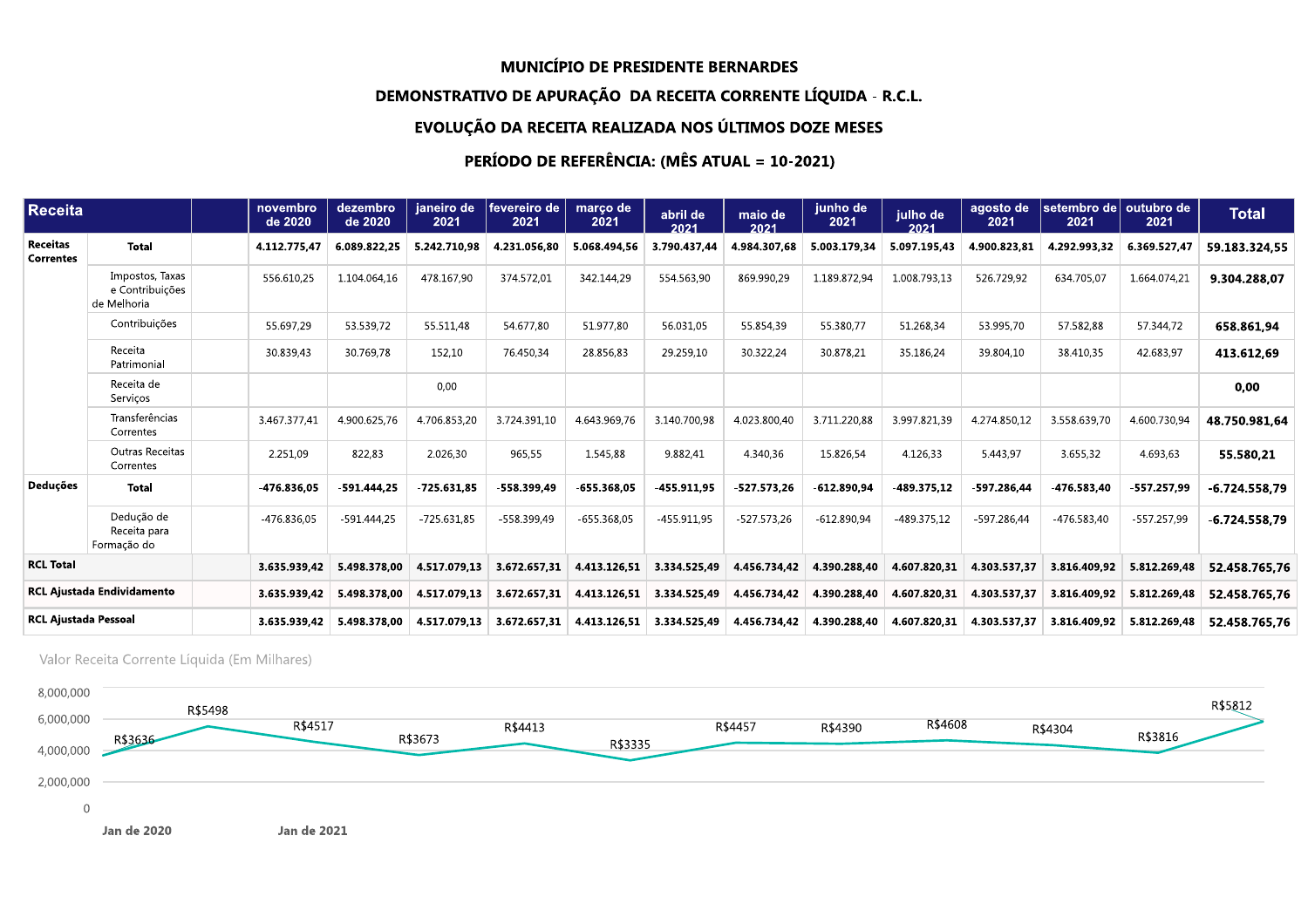**MUNICÍPIO DE PRESIDENTE BERNARDES**

**DEMONSTRATIVO DE APURAÇÃO DA RECEITA CORRENTE LÍQUIDA - R.C.L.**

**EVOLUÇÃO DA RECEITA REALIZADA NOS ÚLTIMOS DOZE MESES**

**PERÍODO DE REFERÊNCIA: (MÊS ATUAL = 10-2021)**

| Receita | | novembro de 2020 | dezembro de 2020 | janeiro de 2021 | fevereiro de 2021 | março de 2021 | abril de 2021 | maio de 2021 | junho de 2021 | julho de 2021 | agosto de 2021 | setembro de 2021 | outubro de 2021 | Total |
|---|---|---|---|---|---|---|---|---|---|---|---|---|---|---|
| **Receitas Correntes** | **Total** | **4.112.775,47** | **6.089.822,25** | **5.242.710,98** | **4.231.056,80** | **5.068.494,56** | **3.790.437,44** | **4.984.307,68** | **5.003.179,34** | **5.097.195,43** | **4.900.823,81** | **4.292.993,32** | **6.369.527,47** | **59.183.324,55** |
| | Impostos, Taxas e Contribuições de Melhoria | 556.610,25 | 1.104.064,16 | 478.167,90 | 374.572,01 | 342.144,29 | 554.563,90 | 869.990,29 | 1.189.872,94 | 1.008.793,13 | 526.729,92 | 634.705,07 | 1.664.074,21 | **9.304.288,07** |
| | Contribuições | 55.697,29 | 53.539,72 | 55.511,48 | 54.677,80 | 51.977,80 | 56.031,05 | 55.854,39 | 55.380,77 | 51.268,34 | 53.995,70 | 57.582,88 | 57.344,72 | **658.861,94** |
| | Receita Patrimonial | 30.839,43 | 30.769,78 | 152,10 | 76.450,34 | 28.856,83 | 29.259,10 | 30.322,24 | 30.878,21 | 35.186,24 | 39.804,10 | 38.410,35 | 42.683,97 | **413.612,69** |
| | Receita de Serviços | | | 0,00 | | | | | | | | | | **0,00** |
| | Transferências Correntes | 3.467.377,41 | 4.900.625,76 | 4.706.853,20 | 3.724.391,10 | 4.643.969,76 | 3.140.700,98 | 4.023.800,40 | 3.711.220,88 | 3.997.821,39 | 4.274.850,12 | 3.558.639,70 | 4.600.730,94 | **48.750.981,64** |
| | Outras Receitas Correntes | 2.251,09 | 822,83 | 2.026,30 | 965,55 | 1.545,88 | 9.882,41 | 4.340,36 | 15.826,54 | 4.126,33 | 5.443,97 | 3.655,32 | 4.693,63 | **55.580,21** |
| **Deduções** | **Total** | **-476.836,05** | **-591.444,25** | **-725.631,85** | **-558.399,49** | **-655.368,05** | **-455.911,95** | **-527.573,26** | **-612.890,94** | **-489.375,12** | **-597.286,44** | **-476.583,40** | **-557.257,99** | **-6.724.558,79** |
| | Dedução de Receita para Formação do | -476.836,05 | -591.444,25 | -725.631,85 | -558.399,49 | -655.368,05 | -455.911,95 | -527.573,26 | -612.890,94 | -489.375,12 | -597.286,44 | -476.583,40 | -557.257,99 | **-6.724.558,79** |
| **RCL Total** | | **3.635.939,42** | **5.498.378,00** | **4.517.079,13** | **3.672.657,31** | **4.413.126,51** | **3.334.525,49** | **4.456.734,42** | **4.390.288,40** | **4.607.820,31** | **4.303.537,37** | **3.816.409,92** | **5.812.269,48** | **52.458.765,76** |
| **RCL Ajustada Endividamento** | | **3.635.939,42** | **5.498.378,00** | **4.517.079,13** | **3.672.657,31** | **4.413.126,51** | **3.334.525,49** | **4.456.734,42** | **4.390.288,40** | **4.607.820,31** | **4.303.537,37** | **3.816.409,92** | **5.812.269,48** | **52.458.765,76** |
| **RCL Ajustada Pessoal** | | **3.635.939,42** | **5.498.378,00** | **4.517.079,13** | **3.672.657,31** | **4.413.126,51** | **3.334.525,49** | **4.456.734,42** | **4.390.288,40** | **4.607.820,31** | **4.303.537,37** | **3.816.409,92** | **5.812.269,48** | **52.458.765,76** |

Valor Receita Corrente Líquida (Em Milhares)

| | | | | | | | | | | | |
|---|---|---|---|---|---|---|---|---|---|---|---|
| R$3636 | R$5498 | R$4517 | R$3673 | R$4413 | R$3335 | R$4457 | R$4390 | R$4608 | R$4304 | R$3816 | R$5812 |

Jan de 2020 · Jan de 2021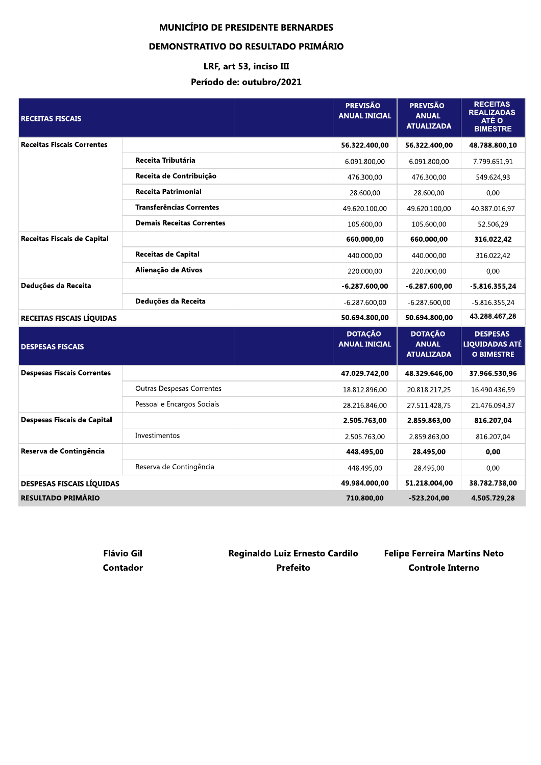# MUNICÍPIO DE PRESIDENTE BERNARDES

## DEMONSTRATIVO DO RESULTADO PRIMÁRIO

### LRF, art 53, inciso III

### Período de: outubro/2021

| RECEITAS FISCAIS | | | PREVISÃO ANUAL INICIAL | PREVISÃO ANUAL ATUALIZADA | RECEITAS REALIZADAS ATÉ O BIMESTRE |
|---|---|---|---|---|---|
| **Receitas Fiscais Correntes** | | | **56.322.400,00** | **56.322.400,00** | **48.788.800,10** |
| | **Receita Tributária** | | 6.091.800,00 | 6.091.800,00 | 7.799.651,91 |
| | **Receita de Contribuição** | | 476.300,00 | 476.300,00 | 549.624,93 |
| | **Receita Patrimonial** | | 28.600,00 | 28.600,00 | 0,00 |
| | **Transferências Correntes** | | 49.620.100,00 | 49.620.100,00 | 40.387.016,97 |
| | **Demais Receitas Correntes** | | 105.600,00 | 105.600,00 | 52.506,29 |
| **Receitas Fiscais de Capital** | | | **660.000,00** | **660.000,00** | **316.022,42** |
| | **Receitas de Capital** | | 440.000,00 | 440.000,00 | 316.022,42 |
| | **Alienação de Ativos** | | 220.000,00 | 220.000,00 | 0,00 |
| **Deduções da Receita** | | | **-6.287.600,00** | **-6.287.600,00** | **-5.816.355,24** |
| | **Deduções da Receita** | | -6.287.600,00 | -6.287.600,00 | -5.816.355,24 |
| **RECEITAS FISCAIS LÍQUIDAS** | | | **50.694.800,00** | **50.694.800,00** | **43.288.467,28** |
| **DESPESAS FISCAIS** | | | **DOTAÇÃO ANUAL INICIAL** | **DOTAÇÃO ANUAL ATUALIZADA** | **DESPESAS LIQUIDADAS ATÉ O BIMESTRE** |
| **Despesas Fiscais Correntes** | | | **47.029.742,00** | **48.329.646,00** | **37.966.530,96** |
| | Outras Despesas Correntes | | 18.812.896,00 | 20.818.217,25 | 16.490.436,59 |
| | Pessoal e Encargos Sociais | | 28.216.846,00 | 27.511.428,75 | 21.476.094,37 |
| **Despesas Fiscais de Capital** | | | **2.505.763,00** | **2.859.863,00** | **816.207,04** |
| | Investimentos | | 2.505.763,00 | 2.859.863,00 | 816.207,04 |
| **Reserva de Contingência** | | | **448.495,00** | **28.495,00** | **0,00** |
| | Reserva de Contingência | | 448.495,00 | 28.495,00 | 0,00 |
| **DESPESAS FISCAIS LÍQUIDAS** | | | **49.984.000,00** | **51.218.004,00** | **38.782.738,00** |
| **RESULTADO PRIMÁRIO** | | | **710.800,00** | **-523.204,00** | **4.505.729,28** |

**Flávio Gil**
**Contador**

**Reginaldo Luiz Ernesto Cardilo**
**Prefeito**

**Felipe Ferreira Martins Neto**
**Controle Interno**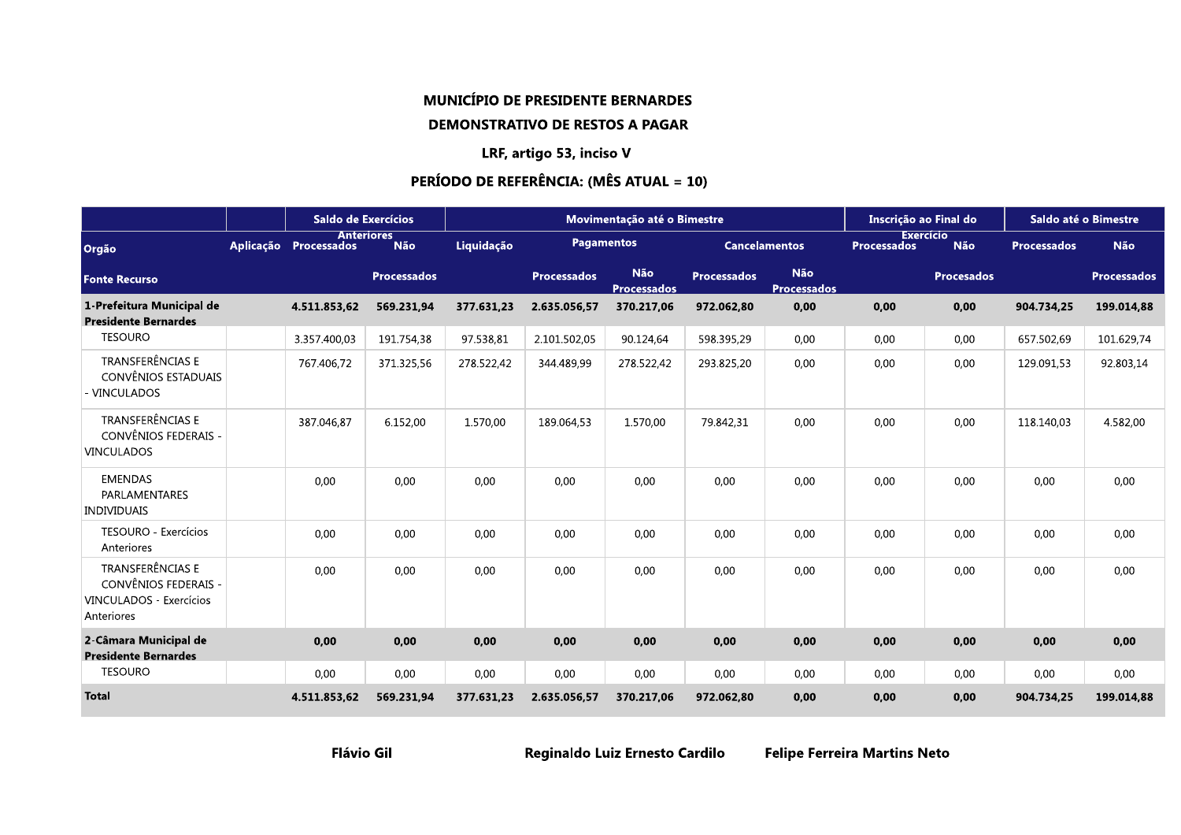**MUNICÍPIO DE PRESIDENTE BERNARDES**

**DEMONSTRATIVO DE RESTOS A PAGAR**

**LRF, artigo 53, inciso V**

**PERÍODO DE REFERÊNCIA: (MÊS ATUAL = 10)**

| | | Saldo de Exercícios Anteriores | | Movimentação até o Bimestre | | | | | Inscrição ao Final do Exercício | | Saldo até o Bimestre | |
|---|---|---|---|---|---|---|---|---|---|---|---|---|
| Orgão | Aplicação | Processados | Não | Liquidação | Pagamentos | | Cancelamentos | | Processados | Não | Processados | Não |
| Fonte Recurso | | | Processados | | Processados | Não Processados | Processados | Não Processados | | Procesados | | Processados |
| **1-Prefeitura Municipal de Presidente Bernardes** | | **4.511.853,62** | **569.231,94** | **377.631,23** | **2.635.056,57** | **370.217,06** | **972.062,80** | **0,00** | **0,00** | **0,00** | **904.734,25** | **199.014,88** |
| TESOURO | | 3.357.400,03 | 191.754,38 | 97.538,81 | 2.101.502,05 | 90.124,64 | 598.395,29 | 0,00 | 0,00 | 0,00 | 657.502,69 | 101.629,74 |
| TRANSFERÊNCIAS E CONVÊNIOS ESTADUAIS - VINCULADOS | | 767.406,72 | 371.325,56 | 278.522,42 | 344.489,99 | 278.522,42 | 293.825,20 | 0,00 | 0,00 | 0,00 | 129.091,53 | 92.803,14 |
| TRANSFERÊNCIAS E CONVÊNIOS FEDERAIS - VINCULADOS | | 387.046,87 | 6.152,00 | 1.570,00 | 189.064,53 | 1.570,00 | 79.842,31 | 0,00 | 0,00 | 0,00 | 118.140,03 | 4.582,00 |
| EMENDAS PARLAMENTARES INDIVIDUAIS | | 0,00 | 0,00 | 0,00 | 0,00 | 0,00 | 0,00 | 0,00 | 0,00 | 0,00 | 0,00 | 0,00 |
| TESOURO - Exercícios Anteriores | | 0,00 | 0,00 | 0,00 | 0,00 | 0,00 | 0,00 | 0,00 | 0,00 | 0,00 | 0,00 | 0,00 |
| TRANSFERÊNCIAS E CONVÊNIOS FEDERAIS - VINCULADOS - Exercícios Anteriores | | 0,00 | 0,00 | 0,00 | 0,00 | 0,00 | 0,00 | 0,00 | 0,00 | 0,00 | 0,00 | 0,00 |
| **2-Câmara Municipal de Presidente Bernardes** | | **0,00** | **0,00** | **0,00** | **0,00** | **0,00** | **0,00** | **0,00** | **0,00** | **0,00** | **0,00** | **0,00** |
| TESOURO | | 0,00 | 0,00 | 0,00 | 0,00 | 0,00 | 0,00 | 0,00 | 0,00 | 0,00 | 0,00 | 0,00 |
| **Total** | | **4.511.853,62** | **569.231,94** | **377.631,23** | **2.635.056,57** | **370.217,06** | **972.062,80** | **0,00** | **0,00** | **0,00** | **904.734,25** | **199.014,88** |

**Flávio Gil** **Reginaldo Luiz Ernesto Cardilo** **Felipe Ferreira Martins Neto**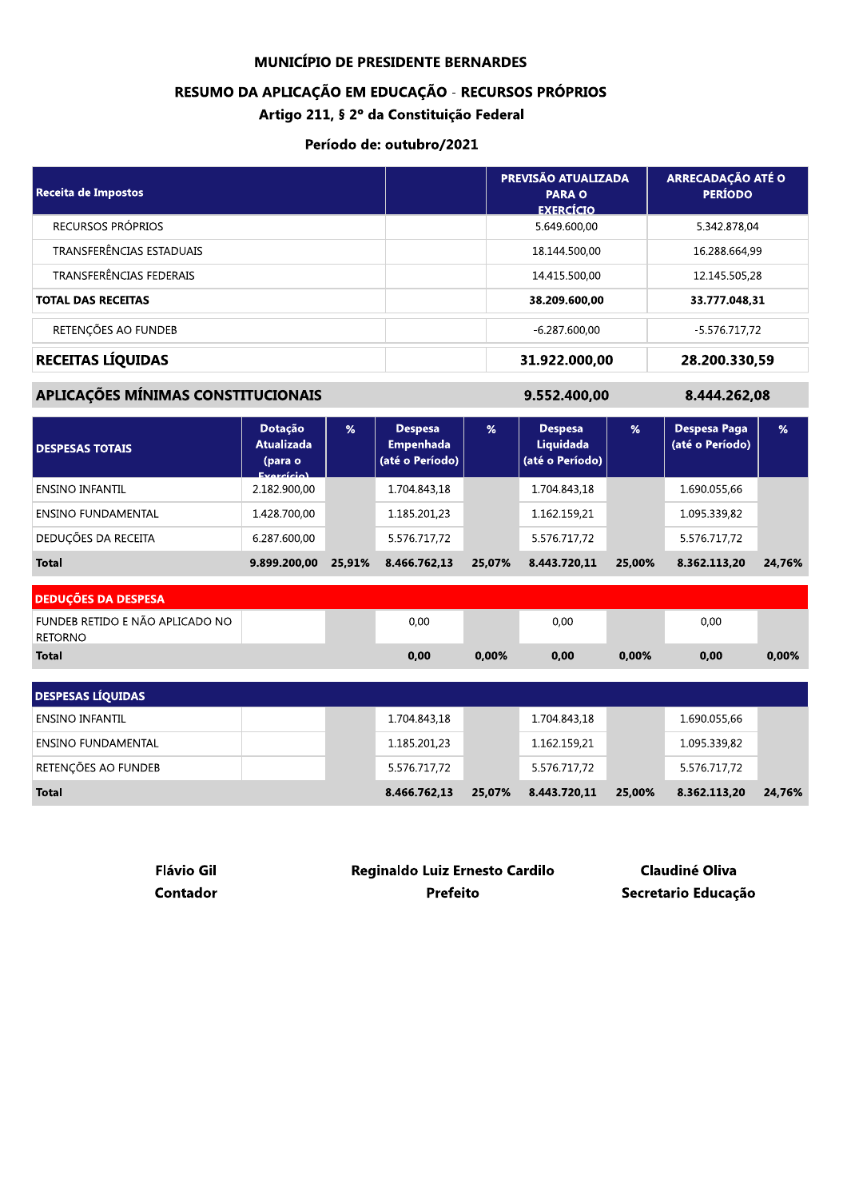# MUNICÍPIO DE PRESIDENTE BERNARDES

## RESUMO DA APLICAÇÃO EM EDUCAÇÃO - RECURSOS PRÓPRIOS

### Artigo 211, § 2º da Constituição Federal

**Período de: outubro/2021**

| Receita de Impostos | | PREVISÃO ATUALIZADA PARA O EXERCÍCIO | ARRECADAÇÃO ATÉ O PERÍODO |
|---|---|---|---|
| RECURSOS PRÓPRIOS | | 5.649.600,00 | 5.342.878,04 |
| TRANSFERÊNCIAS ESTADUAIS | | 18.144.500,00 | 16.288.664,99 |
| TRANSFERÊNCIAS FEDERAIS | | 14.415.500,00 | 12.145.505,28 |
| **TOTAL DAS RECEITAS** | | **38.209.600,00** | **33.777.048,31** |
| RETENÇÕES AO FUNDEB | | -6.287.600,00 | -5.576.717,72 |
| **RECEITAS LÍQUIDAS** | | **31.922.000,00** | **28.200.330,59** |
| **APLICAÇÕES MÍNIMAS CONSTITUCIONAIS** | | **9.552.400,00** | **8.444.262,08** |

| DESPESAS TOTAIS | Dotação Atualizada (para o Exercício) | % | Despesa Empenhada (até o Período) | % | Despesa Liquidada (até o Período) | % | Despesa Paga (até o Período) | % |
|---|---|---|---|---|---|---|---|---|
| ENSINO INFANTIL | 2.182.900,00 | | 1.704.843,18 | | 1.704.843,18 | | 1.690.055,66 | |
| ENSINO FUNDAMENTAL | 1.428.700,00 | | 1.185.201,23 | | 1.162.159,21 | | 1.095.339,82 | |
| DEDUÇÕES DA RECEITA | 6.287.600,00 | | 5.576.717,72 | | 5.576.717,72 | | 5.576.717,72 | |
| **Total** | **9.899.200,00** | **25,91%** | **8.466.762,13** | **25,07%** | **8.443.720,11** | **25,00%** | **8.362.113,20** | **24,76%** |
| **DEDUÇÕES DA DESPESA** | | | | | | | | |
| FUNDEB RETIDO E NÃO APLICADO NO RETORNO | | | 0,00 | | 0,00 | | 0,00 | |
| **Total** | | | **0,00** | **0,00%** | **0,00** | **0,00%** | **0,00** | **0,00%** |
| **DESPESAS LÍQUIDAS** | | | | | | | | |
| ENSINO INFANTIL | | | 1.704.843,18 | | 1.704.843,18 | | 1.690.055,66 | |
| ENSINO FUNDAMENTAL | | | 1.185.201,23 | | 1.162.159,21 | | 1.095.339,82 | |
| RETENÇÕES AO FUNDEB | | | 5.576.717,72 | | 5.576.717,72 | | 5.576.717,72 | |
| **Total** | | | **8.466.762,13** | **25,07%** | **8.443.720,11** | **25,00%** | **8.362.113,20** | **24,76%** |

**Flávio Gil**
**Contador**

**Reginaldo Luiz Ernesto Cardilo**
**Prefeito**

**Claudiné Oliva**
**Secretario Educação**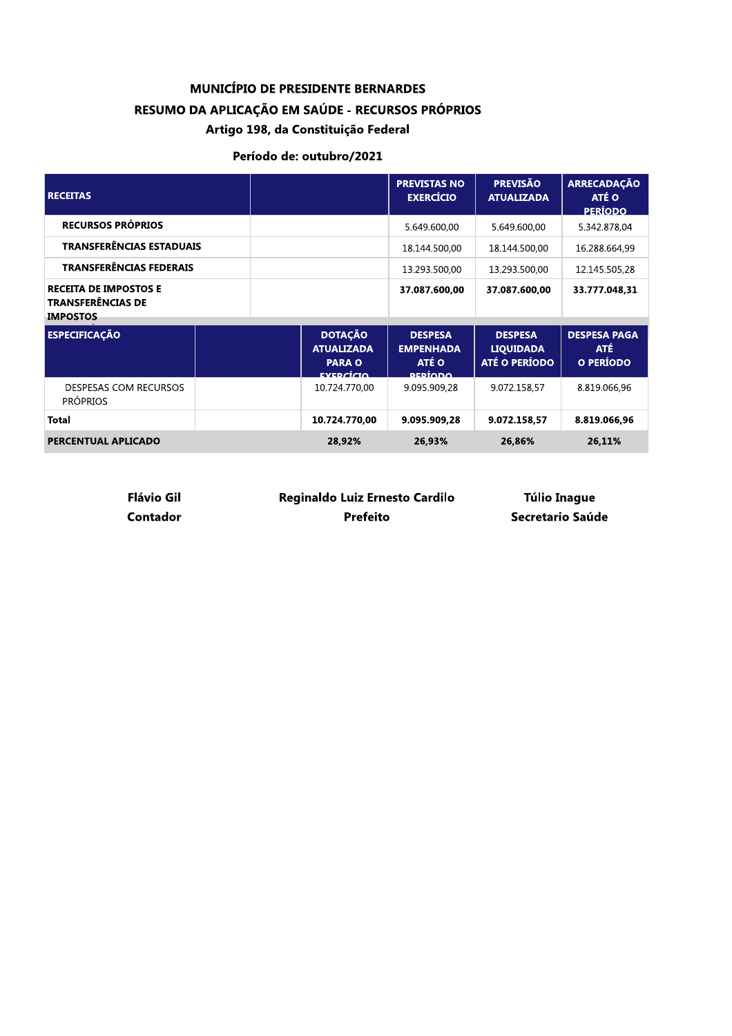## MUNICÍPIO DE PRESIDENTE BERNARDES

## RESUMO DA APLICAÇÃO EM SAÚDE - RECURSOS PRÓPRIOS

### Artigo 198, da Constituição Federal

**Período de: outubro/2021**

| RECEITAS | | PREVISTAS NO EXERCÍCIO | PREVISÃO ATUALIZADA | ARRECADAÇÃO ATÉ O PERÍODO |
|---|---|---|---|---|
| RECURSOS PRÓPRIOS | | 5.649.600,00 | 5.649.600,00 | 5.342.878,04 |
| TRANSFERÊNCIAS ESTADUAIS | | 18.144.500,00 | 18.144.500,00 | 16.288.664,99 |
| TRANSFERÊNCIAS FEDERAIS | | 13.293.500,00 | 13.293.500,00 | 12.145.505,28 |
| **RECEITA DE IMPOSTOS E TRANSFERÊNCIAS DE IMPOSTOS** | | **37.087.600,00** | **37.087.600,00** | **33.777.048,31** |

| ESPECIFICAÇÃO | | DOTAÇÃO ATUALIZADA PARA O EXERCÍCIO | DESPESA EMPENHADA ATÉ O PERÍODO | DESPESA LIQUIDADA ATÉ O PERÍODO | DESPESA PAGA ATÉ O PERÍODO |
|---|---|---|---|---|---|
| DESPESAS COM RECURSOS PRÓPRIOS | | 10.724.770,00 | 9.095.909,28 | 9.072.158,57 | 8.819.066,96 |
| **Total** | | **10.724.770,00** | **9.095.909,28** | **9.072.158,57** | **8.819.066,96** |
| **PERCENTUAL APLICADO** | | **28,92%** | **26,93%** | **26,86%** | **26,11%** |

**Flávio Gil**
**Contador**

**Reginaldo Luiz Ernesto Cardilo**
**Prefeito**

**Túlio Inague**
**Secretario Saúde**